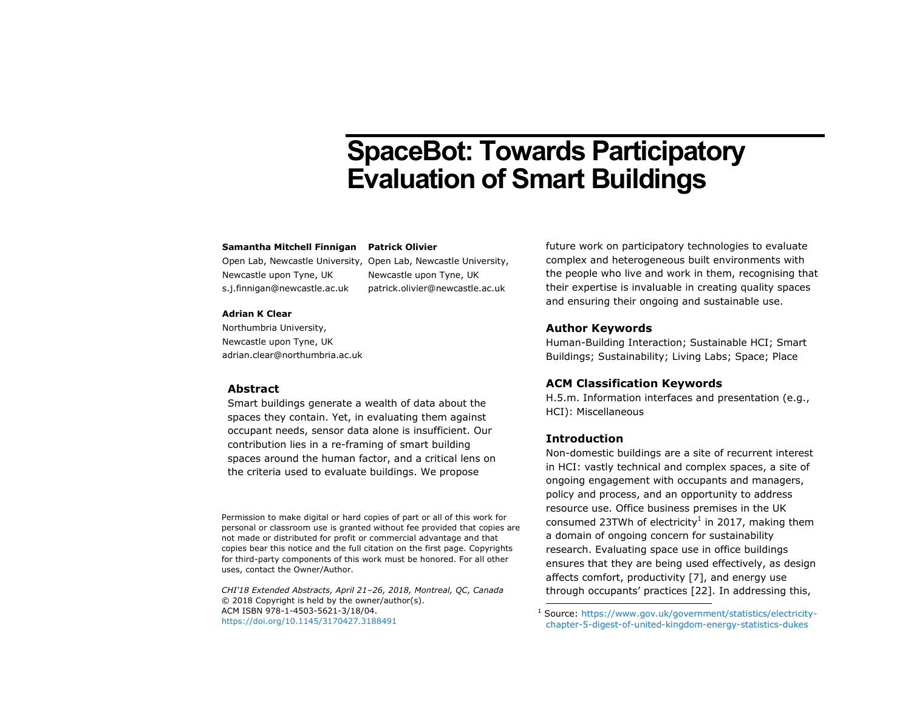# SpaceBot: Towards Participatory Evaluation of Smart Buildings

**Samantha Mitchell Finnigan**
Open Lab, Newcastle University,
Newcastle upon Tyne, UK
s.j.finnigan@newcastle.ac.uk

**Patrick Olivier**
Open Lab, Newcastle University,
Newcastle upon Tyne, UK
patrick.olivier@newcastle.ac.uk

**Adrian K Clear**
Northumbria University,
Newcastle upon Tyne, UK
adrian.clear@northumbria.ac.uk

## Abstract

Smart buildings generate a wealth of data about the spaces they contain. Yet, in evaluating them against occupant needs, sensor data alone is insufficient. Our contribution lies in a re-framing of smart building spaces around the human factor, and a critical lens on the criteria used to evaluate buildings. We propose future work on participatory technologies to evaluate complex and heterogeneous built environments with the people who live and work in them, recognising that their expertise is invaluable in creating quality spaces and ensuring their ongoing and sustainable use.

Permission to make digital or hard copies of part or all of this work for personal or classroom use is granted without fee provided that copies are not made or distributed for profit or commercial advantage and that copies bear this notice and the full citation on the first page. Copyrights for third-party components of this work must be honored. For all other uses, contact the Owner/Author.

*CHI'18 Extended Abstracts, April 21–26, 2018, Montreal, QC, Canada*
© 2018 Copyright is held by the owner/author(s).
ACM ISBN 978-1-4503-5621-3/18/04.
https://doi.org/10.1145/3170427.3188491

## Author Keywords

Human-Building Interaction; Sustainable HCI; Smart Buildings; Sustainability; Living Labs; Space; Place

## ACM Classification Keywords

H.5.m. Information interfaces and presentation (e.g., HCI): Miscellaneous

## Introduction

Non-domestic buildings are a site of recurrent interest in HCI: vastly technical and complex spaces, a site of ongoing engagement with occupants and managers, policy and process, and an opportunity to address resource use. Office business premises in the UK consumed 23TWh of electricity[1] in 2017, making them a domain of ongoing concern for sustainability research. Evaluating space use in office buildings ensures that they are being used effectively, as design affects comfort, productivity [7], and energy use through occupants' practices [22]. In addressing this,

[1] Source: https://www.gov.uk/government/statistics/electricity-chapter-5-digest-of-united-kingdom-energy-statistics-dukes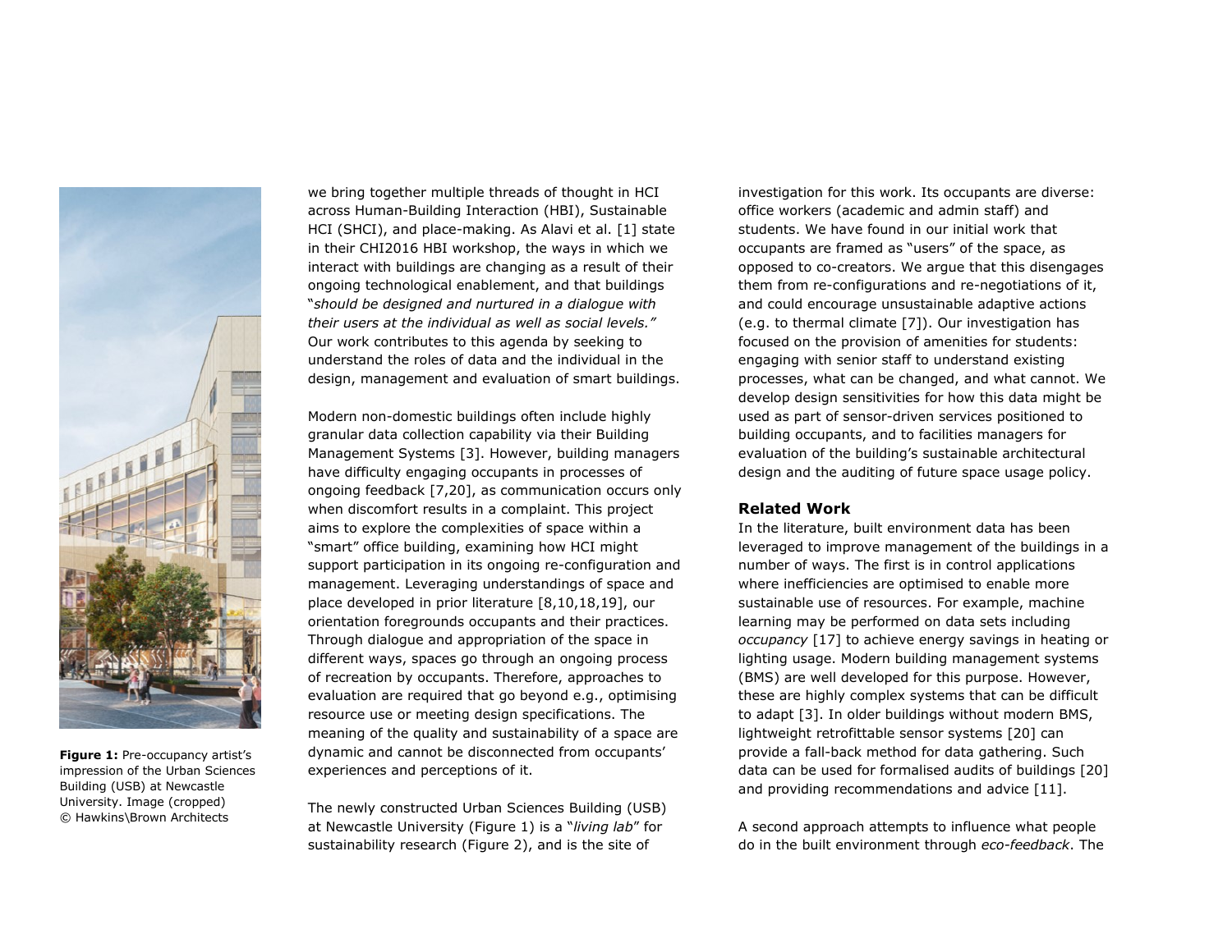we bring together multiple threads of thought in HCI across Human-Building Interaction (HBI), Sustainable HCI (SHCI), and place-making. As Alavi et al. [1] state in their CHI2016 HBI workshop, the ways in which we interact with buildings are changing as a result of their ongoing technological enablement, and that buildings "*should be designed and nurtured in a dialogue with their users at the individual as well as social levels.*" Our work contributes to this agenda by seeking to understand the roles of data and the individual in the design, management and evaluation of smart buildings.

Modern non-domestic buildings often include highly granular data collection capability via their Building Management Systems [3]. However, building managers have difficulty engaging occupants in processes of ongoing feedback [7,20], as communication occurs only when discomfort results in a complaint. This project aims to explore the complexities of space within a "smart" office building, examining how HCI might support participation in its ongoing re-configuration and management. Leveraging understandings of space and place developed in prior literature [8,10,18,19], our orientation foregrounds occupants and their practices. Through dialogue and appropriation of the space in different ways, spaces go through an ongoing process of recreation by occupants. Therefore, approaches to evaluation are required that go beyond e.g., optimising resource use or meeting design specifications. The meaning of the quality and sustainability of a space are dynamic and cannot be disconnected from occupants' experiences and perceptions of it.

**Figure 1:** Pre-occupancy artist's impression of the Urban Sciences Building (USB) at Newcastle University. Image (cropped) © Hawkins\Brown Architects

The newly constructed Urban Sciences Building (USB) at Newcastle University (Figure 1) is a "*living lab*" for sustainability research (Figure 2), and is the site of investigation for this work. Its occupants are diverse: office workers (academic and admin staff) and students. We have found in our initial work that occupants are framed as "users" of the space, as opposed to co-creators. We argue that this disengages them from re-configurations and re-negotiations of it, and could encourage unsustainable adaptive actions (e.g. to thermal climate [7]). Our investigation has focused on the provision of amenities for students: engaging with senior staff to understand existing processes, what can be changed, and what cannot. We develop design sensitivities for how this data might be used as part of sensor-driven services positioned to building occupants, and to facilities managers for evaluation of the building's sustainable architectural design and the auditing of future space usage policy.

## Related Work

In the literature, built environment data has been leveraged to improve management of the buildings in a number of ways. The first is in control applications where inefficiencies are optimised to enable more sustainable use of resources. For example, machine learning may be performed on data sets including *occupancy* [17] to achieve energy savings in heating or lighting usage. Modern building management systems (BMS) are well developed for this purpose. However, these are highly complex systems that can be difficult to adapt [3]. In older buildings without modern BMS, lightweight retrofittable sensor systems [20] can provide a fall-back method for data gathering. Such data can be used for formalised audits of buildings [20] and providing recommendations and advice [11].

A second approach attempts to influence what people do in the built environment through *eco-feedback*. The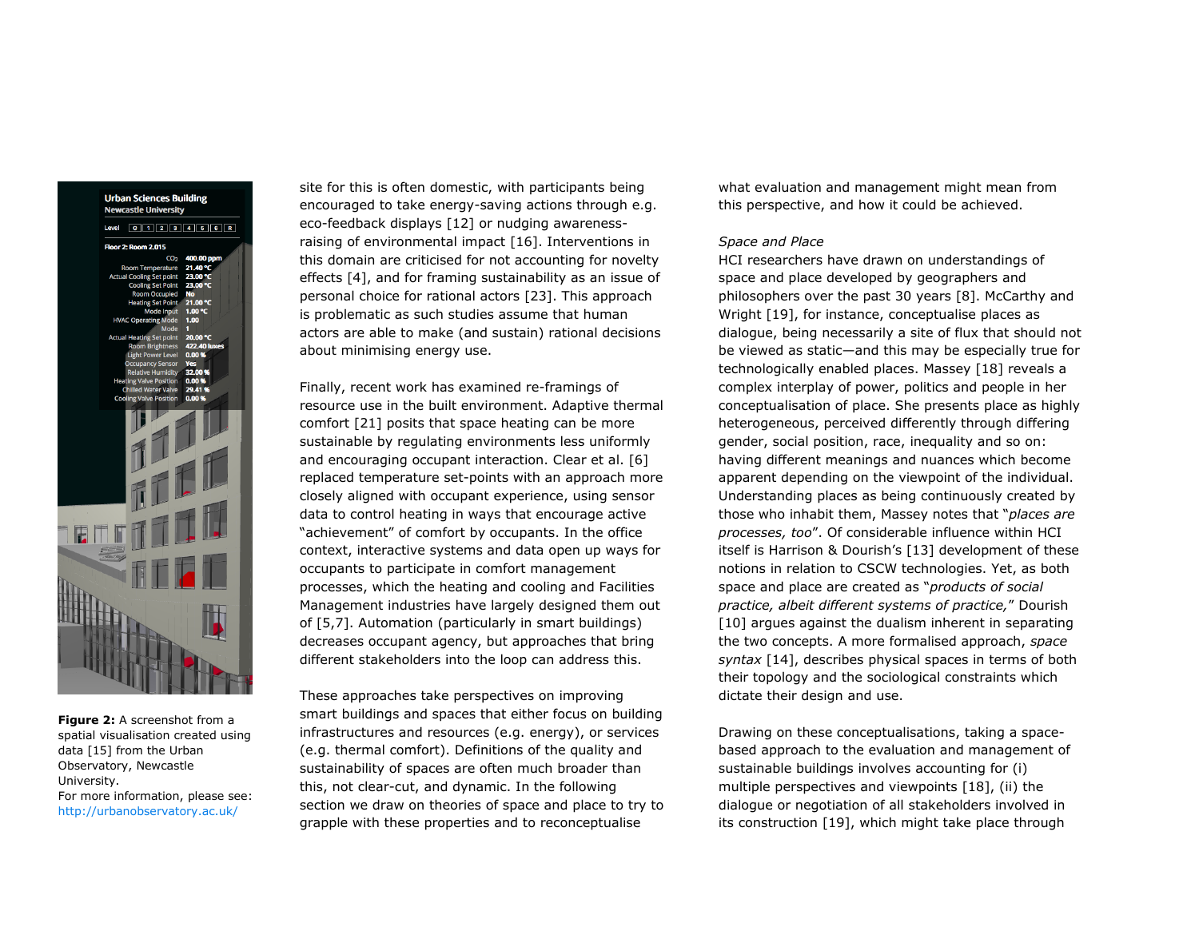site for this is often domestic, with participants being encouraged to take energy-saving actions through e.g. eco-feedback displays [12] or nudging awareness-raising of environmental impact [16]. Interventions in this domain are criticised for not accounting for novelty effects [4], and for framing sustainability as an issue of personal choice for rational actors [23]. This approach is problematic as such studies assume that human actors are able to make (and sustain) rational decisions about minimising energy use.

Finally, recent work has examined re-framings of resource use in the built environment. Adaptive thermal comfort [21] posits that space heating can be more sustainable by regulating environments less uniformly and encouraging occupant interaction. Clear et al. [6] replaced temperature set-points with an approach more closely aligned with occupant experience, using sensor data to control heating in ways that encourage active "achievement" of comfort by occupants. In the office context, interactive systems and data open up ways for occupants to participate in comfort management processes, which the heating and cooling and Facilities Management industries have largely designed them out of [5,7]. Automation (particularly in smart buildings) decreases occupant agency, but approaches that bring different stakeholders into the loop can address this.

These approaches take perspectives on improving smart buildings and spaces that either focus on building infrastructures and resources (e.g. energy), or services (e.g. thermal comfort). Definitions of the quality and sustainability of spaces are often much broader than this, not clear-cut, and dynamic. In the following section we draw on theories of space and place to try to grapple with these properties and to reconceptualise what evaluation and management might mean from this perspective, and how it could be achieved.

*Space and Place*

HCI researchers have drawn on understandings of space and place developed by geographers and philosophers over the past 30 years [8]. McCarthy and Wright [19], for instance, conceptualise places as dialogue, being necessarily a site of flux that should not be viewed as static—and this may be especially true for technologically enabled places. Massey [18] reveals a complex interplay of power, politics and people in her conceptualisation of place. She presents place as highly heterogeneous, perceived differently through differing gender, social position, race, inequality and so on: having different meanings and nuances which become apparent depending on the viewpoint of the individual. Understanding places as being continuously created by those who inhabit them, Massey notes that "*places are processes, too*". Of considerable influence within HCI itself is Harrison & Dourish's [13] development of these notions in relation to CSCW technologies. Yet, as both space and place are created as "*products of social practice, albeit different systems of practice,*" Dourish [10] argues against the dualism inherent in separating the two concepts. A more formalised approach, *space syntax* [14], describes physical spaces in terms of both their topology and the sociological constraints which dictate their design and use.

Drawing on these conceptualisations, taking a space-based approach to the evaluation and management of sustainable buildings involves accounting for (i) multiple perspectives and viewpoints [18], (ii) the dialogue or negotiation of all stakeholders involved in its construction [19], which might take place through

**Figure 2:** A screenshot from a spatial visualisation created using data [15] from the Urban Observatory, Newcastle University.
For more information, please see: http://urbanobservatory.ac.uk/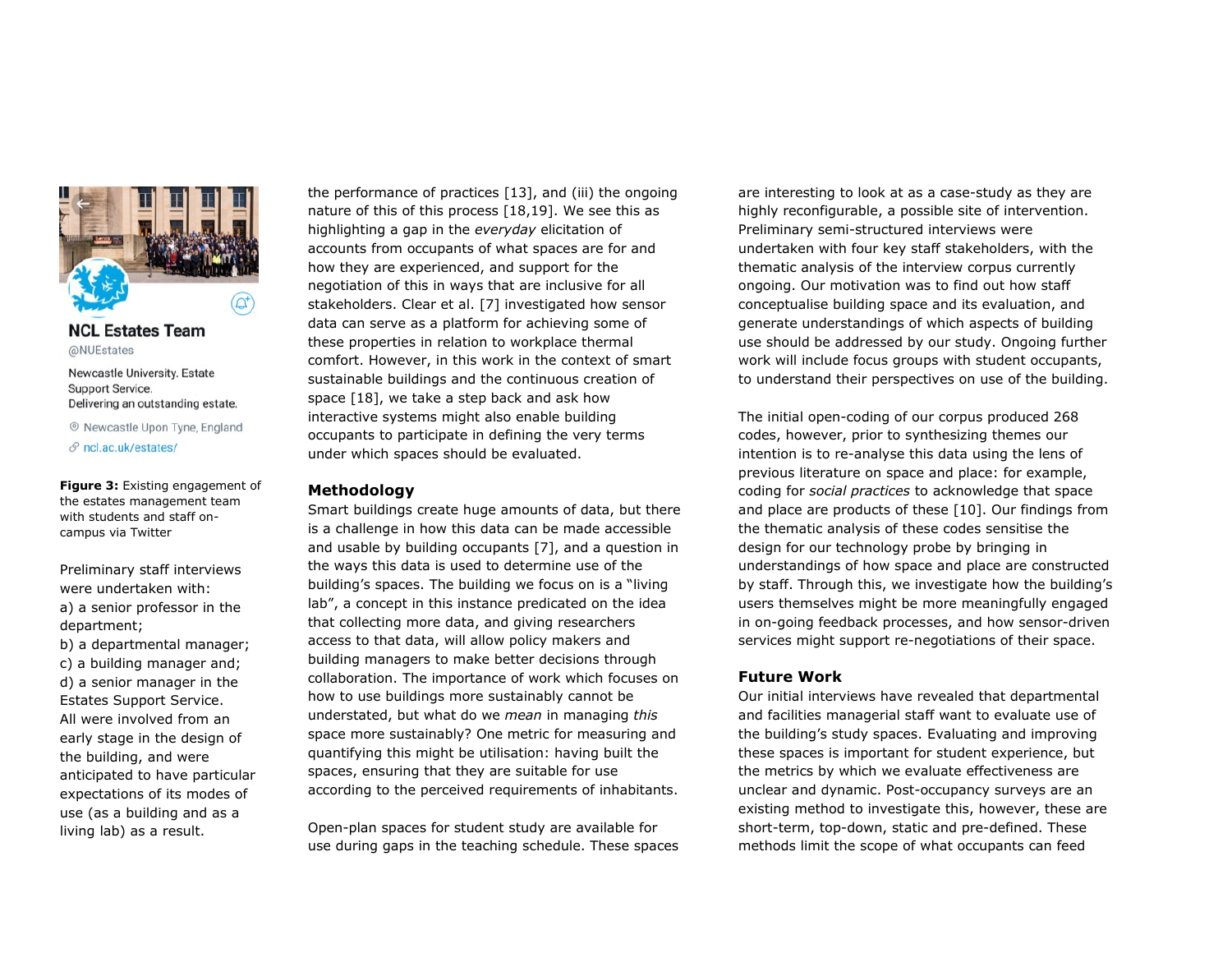NCL Estates Team

@NUEstates

Newcastle University. Estate Support Service. Delivering an outstanding estate.

Newcastle Upon Tyne, England

ncl.ac.uk/estates/

**Figure 3:** Existing engagement of the estates management team with students and staff on-campus via Twitter

Preliminary staff interviews were undertaken with:
a) a senior professor in the department;
b) a departmental manager;
c) a building manager and;
d) a senior manager in the Estates Support Service.
All were involved from an early stage in the design of the building, and were anticipated to have particular expectations of its modes of use (as a building and as a living lab) as a result.

the performance of practices [13], and (iii) the ongoing nature of this of this process [18,19]. We see this as highlighting a gap in the *everyday* elicitation of accounts from occupants of what spaces are for and how they are experienced, and support for the negotiation of this in ways that are inclusive for all stakeholders. Clear et al. [7] investigated how sensor data can serve as a platform for achieving some of these properties in relation to workplace thermal comfort. However, in this work in the context of smart sustainable buildings and the continuous creation of space [18], we take a step back and ask how interactive systems might also enable building occupants to participate in defining the very terms under which spaces should be evaluated.

## Methodology

Smart buildings create huge amounts of data, but there is a challenge in how this data can be made accessible and usable by building occupants [7], and a question in the ways this data is used to determine use of the building's spaces. The building we focus on is a "living lab", a concept in this instance predicated on the idea that collecting more data, and giving researchers access to that data, will allow policy makers and building managers to make better decisions through collaboration. The importance of work which focuses on how to use buildings more sustainably cannot be understated, but what do we *mean* in managing *this* space more sustainably? One metric for measuring and quantifying this might be utilisation: having built the spaces, ensuring that they are suitable for use according to the perceived requirements of inhabitants.

Open-plan spaces for student study are available for use during gaps in the teaching schedule. These spaces are interesting to look at as a case-study as they are highly reconfigurable, a possible site of intervention. Preliminary semi-structured interviews were undertaken with four key staff stakeholders, with the thematic analysis of the interview corpus currently ongoing. Our motivation was to find out how staff conceptualise building space and its evaluation, and generate understandings of which aspects of building use should be addressed by our study. Ongoing further work will include focus groups with student occupants, to understand their perspectives on use of the building.

The initial open-coding of our corpus produced 268 codes, however, prior to synthesizing themes our intention is to re-analyse this data using the lens of previous literature on space and place: for example, coding for *social practices* to acknowledge that space and place are products of these [10]. Our findings from the thematic analysis of these codes sensitise the design for our technology probe by bringing in understandings of how space and place are constructed by staff. Through this, we investigate how the building's users themselves might be more meaningfully engaged in on-going feedback processes, and how sensor-driven services might support re-negotiations of their space.

## Future Work

Our initial interviews have revealed that departmental and facilities managerial staff want to evaluate use of the building's study spaces. Evaluating and improving these spaces is important for student experience, but the metrics by which we evaluate effectiveness are unclear and dynamic. Post-occupancy surveys are an existing method to investigate this, however, these are short-term, top-down, static and pre-defined. These methods limit the scope of what occupants can feed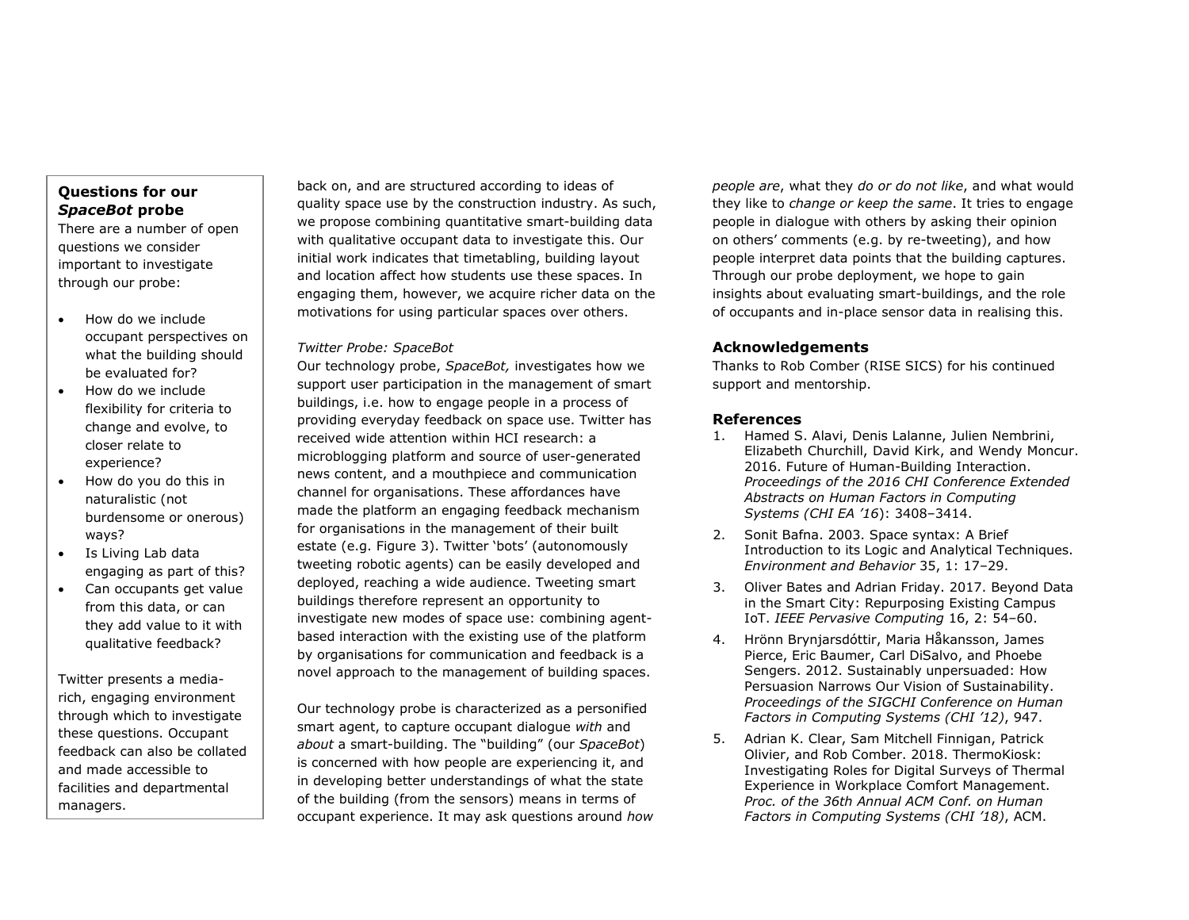**Questions for our *SpaceBot* probe**

There are a number of open questions we consider important to investigate through our probe:

- How do we include occupant perspectives on what the building should be evaluated for?
- How do we include flexibility for criteria to change and evolve, to closer relate to experience?
- How do you do this in naturalistic (not burdensome or onerous) ways?
- Is Living Lab data engaging as part of this?
- Can occupants get value from this data, or can they add value to it with qualitative feedback?

Twitter presents a media-rich, engaging environment through which to investigate these questions. Occupant feedback can also be collated and made accessible to facilities and departmental managers.

back on, and are structured according to ideas of quality space use by the construction industry. As such, we propose combining quantitative smart-building data with qualitative occupant data to investigate this. Our initial work indicates that timetabling, building layout and location affect how students use these spaces. In engaging them, however, we acquire richer data on the motivations for using particular spaces over others.

*Twitter Probe: SpaceBot*

Our technology probe, *SpaceBot,* investigates how we support user participation in the management of smart buildings, i.e. how to engage people in a process of providing everyday feedback on space use. Twitter has received wide attention within HCI research: a microblogging platform and source of user-generated news content, and a mouthpiece and communication channel for organisations. These affordances have made the platform an engaging feedback mechanism for organisations in the management of their built estate (e.g. Figure 3). Twitter 'bots' (autonomously tweeting robotic agents) can be easily developed and deployed, reaching a wide audience. Tweeting smart buildings therefore represent an opportunity to investigate new modes of space use: combining agent-based interaction with the existing use of the platform by organisations for communication and feedback is a novel approach to the management of building spaces.

Our technology probe is characterized as a personified smart agent, to capture occupant dialogue *with* and *about* a smart-building. The "building" (our *SpaceBot*) is concerned with how people are experiencing it, and in developing better understandings of what the state of the building (from the sensors) means in terms of occupant experience. It may ask questions around *how people are*, what they *do or do not like*, and what would they like to *change or keep the same*. It tries to engage people in dialogue with others by asking their opinion on others' comments (e.g. by re-tweeting), and how people interpret data points that the building captures. Through our probe deployment, we hope to gain insights about evaluating smart-buildings, and the role of occupants and in-place sensor data in realising this.

## Acknowledgements

Thanks to Rob Comber (RISE SICS) for his continued support and mentorship.

## References

1. Hamed S. Alavi, Denis Lalanne, Julien Nembrini, Elizabeth Churchill, David Kirk, and Wendy Moncur. 2016. Future of Human-Building Interaction. *Proceedings of the 2016 CHI Conference Extended Abstracts on Human Factors in Computing Systems (CHI EA '16)*: 3408–3414.
2. Sonit Bafna. 2003. Space syntax: A Brief Introduction to its Logic and Analytical Techniques. *Environment and Behavior* 35, 1: 17–29.
3. Oliver Bates and Adrian Friday. 2017. Beyond Data in the Smart City: Repurposing Existing Campus IoT. *IEEE Pervasive Computing* 16, 2: 54–60.
4. Hrönn Brynjarsdóttir, Maria Håkansson, James Pierce, Eric Baumer, Carl DiSalvo, and Phoebe Sengers. 2012. Sustainably unpersuaded: How Persuasion Narrows Our Vision of Sustainability. *Proceedings of the SIGCHI Conference on Human Factors in Computing Systems (CHI '12)*, 947.
5. Adrian K. Clear, Sam Mitchell Finnigan, Patrick Olivier, and Rob Comber. 2018. ThermoKiosk: Investigating Roles for Digital Surveys of Thermal Experience in Workplace Comfort Management. *Proc. of the 36th Annual ACM Conf. on Human Factors in Computing Systems (CHI '18)*, ACM.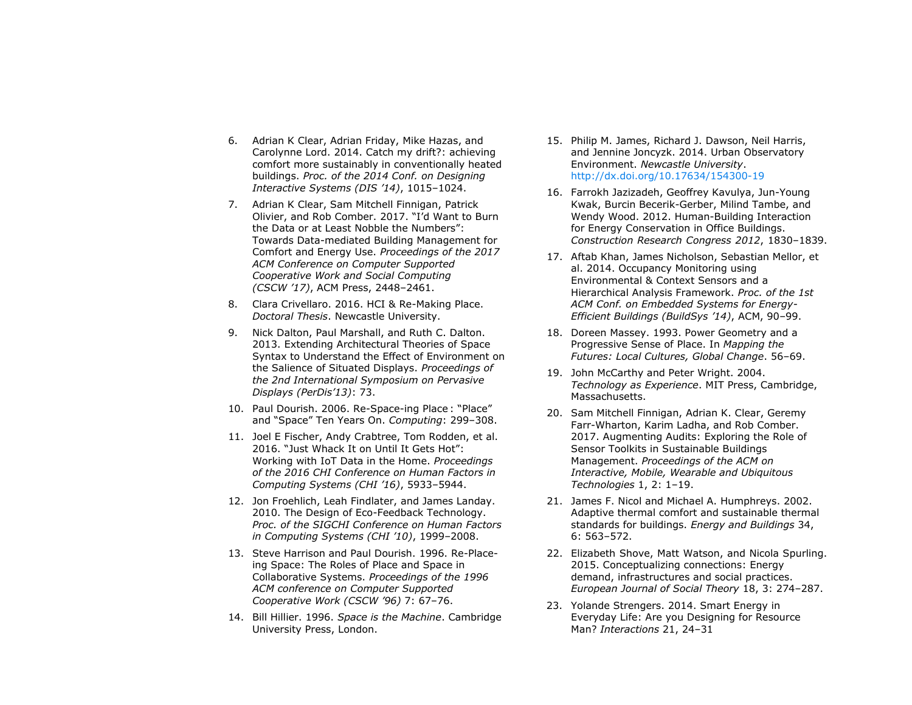6. Adrian K Clear, Adrian Friday, Mike Hazas, and Carolynne Lord. 2014. Catch my drift?: achieving comfort more sustainably in conventionally heated buildings. *Proc. of the 2014 Conf. on Designing Interactive Systems (DIS '14)*, 1015–1024.

7. Adrian K Clear, Sam Mitchell Finnigan, Patrick Olivier, and Rob Comber. 2017. "I'd Want to Burn the Data or at Least Nobble the Numbers": Towards Data-mediated Building Management for Comfort and Energy Use. *Proceedings of the 2017 ACM Conference on Computer Supported Cooperative Work and Social Computing (CSCW '17)*, ACM Press, 2448–2461.

8. Clara Crivellaro. 2016. HCI & Re-Making Place. *Doctoral Thesis*. Newcastle University.

9. Nick Dalton, Paul Marshall, and Ruth C. Dalton. 2013. Extending Architectural Theories of Space Syntax to Understand the Effect of Environment on the Salience of Situated Displays. *Proceedings of the 2nd International Symposium on Pervasive Displays (PerDis'13)*: 73.

10. Paul Dourish. 2006. Re-Space-ing Place : "Place" and "Space" Ten Years On. *Computing*: 299–308.

11. Joel E Fischer, Andy Crabtree, Tom Rodden, et al. 2016. "Just Whack It on Until It Gets Hot": Working with IoT Data in the Home. *Proceedings of the 2016 CHI Conference on Human Factors in Computing Systems (CHI '16)*, 5933–5944.

12. Jon Froehlich, Leah Findlater, and James Landay. 2010. The Design of Eco-Feedback Technology. *Proc. of the SIGCHI Conference on Human Factors in Computing Systems (CHI '10)*, 1999–2008.

13. Steve Harrison and Paul Dourish. 1996. Re-Place-ing Space: The Roles of Place and Space in Collaborative Systems. *Proceedings of the 1996 ACM conference on Computer Supported Cooperative Work (CSCW '96)* 7: 67–76.

14. Bill Hillier. 1996. *Space is the Machine*. Cambridge University Press, London.

15. Philip M. James, Richard J. Dawson, Neil Harris, and Jennine Joncyzk. 2014. Urban Observatory Environment. *Newcastle University*. http://dx.doi.org/10.17634/154300-19

16. Farrokh Jazizadeh, Geoffrey Kavulya, Jun-Young Kwak, Burcin Becerik-Gerber, Milind Tambe, and Wendy Wood. 2012. Human-Building Interaction for Energy Conservation in Office Buildings. *Construction Research Congress 2012*, 1830–1839.

17. Aftab Khan, James Nicholson, Sebastian Mellor, et al. 2014. Occupancy Monitoring using Environmental & Context Sensors and a Hierarchical Analysis Framework. *Proc. of the 1st ACM Conf. on Embedded Systems for Energy-Efficient Buildings (BuildSys '14)*, ACM, 90–99.

18. Doreen Massey. 1993. Power Geometry and a Progressive Sense of Place. In *Mapping the Futures: Local Cultures, Global Change*. 56–69.

19. John McCarthy and Peter Wright. 2004. *Technology as Experience*. MIT Press, Cambridge, Massachusetts.

20. Sam Mitchell Finnigan, Adrian K. Clear, Geremy Farr-Wharton, Karim Ladha, and Rob Comber. 2017. Augmenting Audits: Exploring the Role of Sensor Toolkits in Sustainable Buildings Management. *Proceedings of the ACM on Interactive, Mobile, Wearable and Ubiquitous Technologies* 1, 2: 1–19.

21. James F. Nicol and Michael A. Humphreys. 2002. Adaptive thermal comfort and sustainable thermal standards for buildings. *Energy and Buildings* 34, 6: 563–572.

22. Elizabeth Shove, Matt Watson, and Nicola Spurling. 2015. Conceptualizing connections: Energy demand, infrastructures and social practices. *European Journal of Social Theory* 18, 3: 274–287.

23. Yolande Strengers. 2014. Smart Energy in Everyday Life: Are you Designing for Resource Man? *Interactions* 21, 24–31